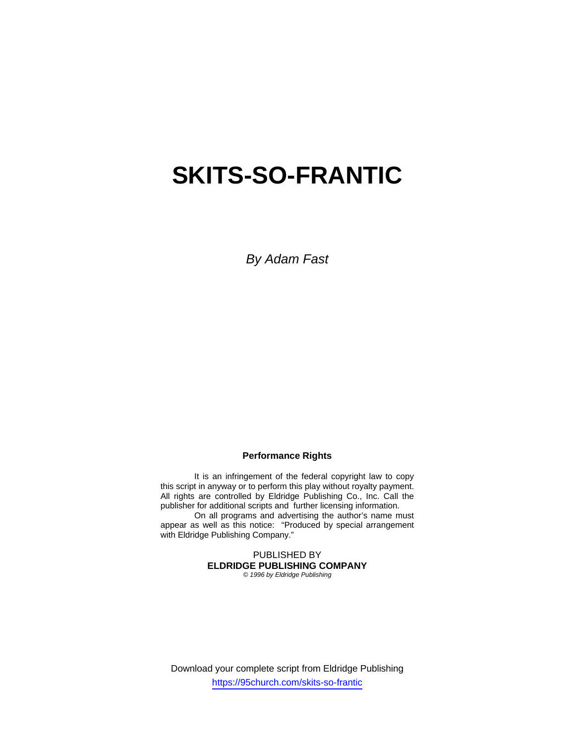# SKITS-SO-FRANTIC

*By Adam Fast*

**Performance Rights**

It is an infringement of the federal copyright law to copy this script in anyway or to perform this play without royalty payment. All rights are controlled by Eldridge Publishing Co., Inc. Call the publisher for additional scripts and further licensing information.

On all programs and advertising the author's name must appear as well as this notice: "Produced by special arrangement with Eldridge Publishing Company."

PUBLISHED BY
**ELDRIDGE PUBLISHING COMPANY**
*© 1996 by Eldridge Publishing*

Download your complete script from Eldridge Publishing
https://95church.com/skits-so-frantic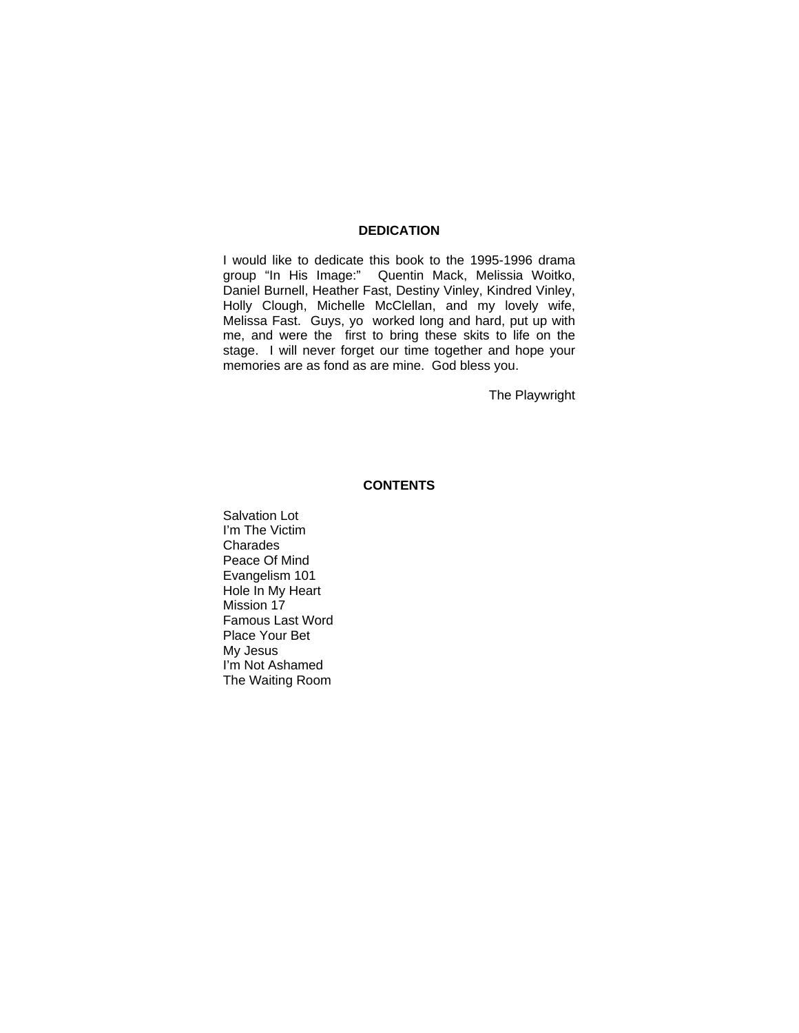## DEDICATION

I would like to dedicate this book to the 1995-1996 drama group "In His Image:" Quentin Mack, Melissia Woitko, Daniel Burnell, Heather Fast, Destiny Vinley, Kindred Vinley, Holly Clough, Michelle McClellan, and my lovely wife, Melissa Fast. Guys, yo worked long and hard, put up with me, and were the first to bring these skits to life on the stage. I will never forget our time together and hope your memories are as fond as are mine. God bless you.

The Playwright

## CONTENTS

Salvation Lot
I'm The Victim
Charades
Peace Of Mind
Evangelism 101
Hole In My Heart
Mission 17
Famous Last Word
Place Your Bet
My Jesus
I'm Not Ashamed
The Waiting Room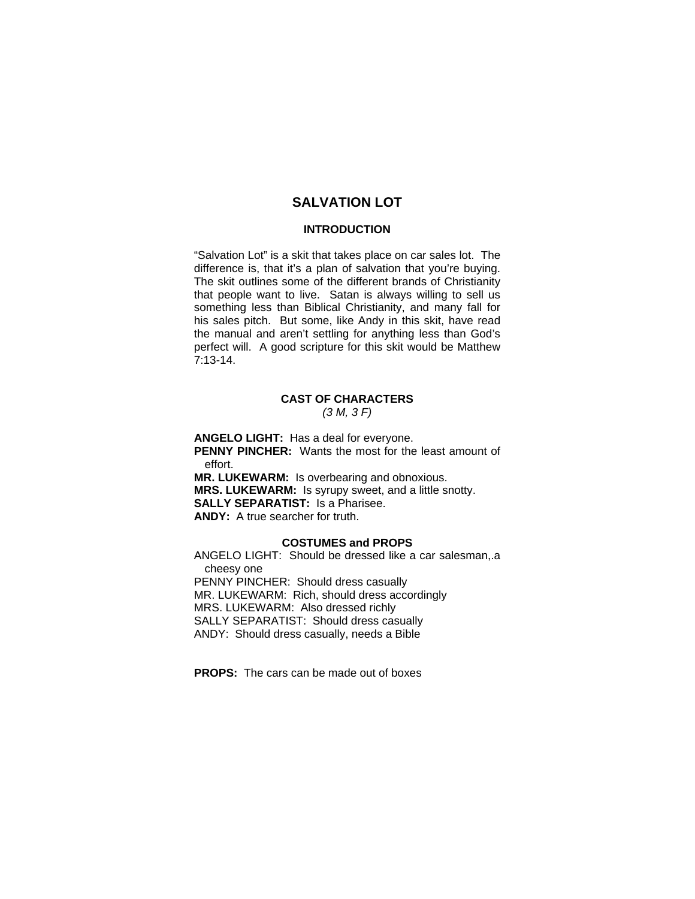# SALVATION LOT

### INTRODUCTION

"Salvation Lot" is a skit that takes place on car sales lot. The difference is, that it's a plan of salvation that you're buying. The skit outlines some of the different brands of Christianity that people want to live. Satan is always willing to sell us something less than Biblical Christianity, and many fall for his sales pitch. But some, like Andy in this skit, have read the manual and aren't settling for anything less than God's perfect will. A good scripture for this skit would be Matthew 7:13-14.

### CAST OF CHARACTERS

*(3 M, 3 F)*

**ANGELO LIGHT:** Has a deal for everyone.
**PENNY PINCHER:** Wants the most for the least amount of effort.
**MR. LUKEWARM:** Is overbearing and obnoxious.
**MRS. LUKEWARM:** Is syrupy sweet, and a little snotty.
**SALLY SEPARATIST:** Is a Pharisee.
**ANDY:** A true searcher for truth.

### COSTUMES and PROPS

ANGELO LIGHT: Should be dressed like a car salesman,.a cheesy one
PENNY PINCHER: Should dress casually
MR. LUKEWARM: Rich, should dress accordingly
MRS. LUKEWARM: Also dressed richly
SALLY SEPARATIST: Should dress casually
ANDY: Should dress casually, needs a Bible

**PROPS:** The cars can be made out of boxes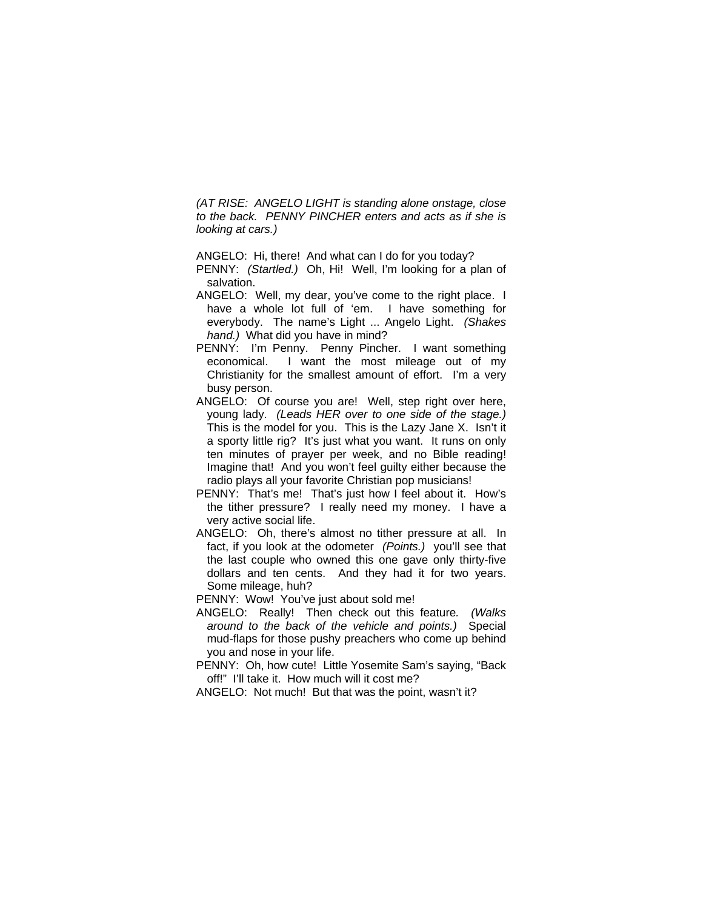*(AT RISE: ANGELO LIGHT is standing alone onstage, close to the back. PENNY PINCHER enters and acts as if she is looking at cars.)*

ANGELO: Hi, there! And what can I do for you today?

PENNY: *(Startled.)* Oh, Hi! Well, I'm looking for a plan of salvation.

ANGELO: Well, my dear, you've come to the right place. I have a whole lot full of 'em. I have something for everybody. The name's Light ... Angelo Light. *(Shakes hand.)* What did you have in mind?

PENNY: I'm Penny. Penny Pincher. I want something economical. I want the most mileage out of my Christianity for the smallest amount of effort. I'm a very busy person.

ANGELO: Of course you are! Well, step right over here, young lady. *(Leads HER over to one side of the stage.)* This is the model for you. This is the Lazy Jane X. Isn't it a sporty little rig? It's just what you want. It runs on only ten minutes of prayer per week, and no Bible reading! Imagine that! And you won't feel guilty either because the radio plays all your favorite Christian pop musicians!

PENNY: That's me! That's just how I feel about it. How's the tither pressure? I really need my money. I have a very active social life.

ANGELO: Oh, there's almost no tither pressure at all. In fact, if you look at the odometer *(Points.)* you'll see that the last couple who owned this one gave only thirty-five dollars and ten cents. And they had it for two years. Some mileage, huh?

PENNY: Wow! You've just about sold me!

ANGELO: Really! Then check out this feature. *(Walks around to the back of the vehicle and points.)* Special mud-flaps for those pushy preachers who come up behind you and nose in your life.

PENNY: Oh, how cute! Little Yosemite Sam's saying, "Back off!" I'll take it. How much will it cost me?

ANGELO: Not much! But that was the point, wasn't it?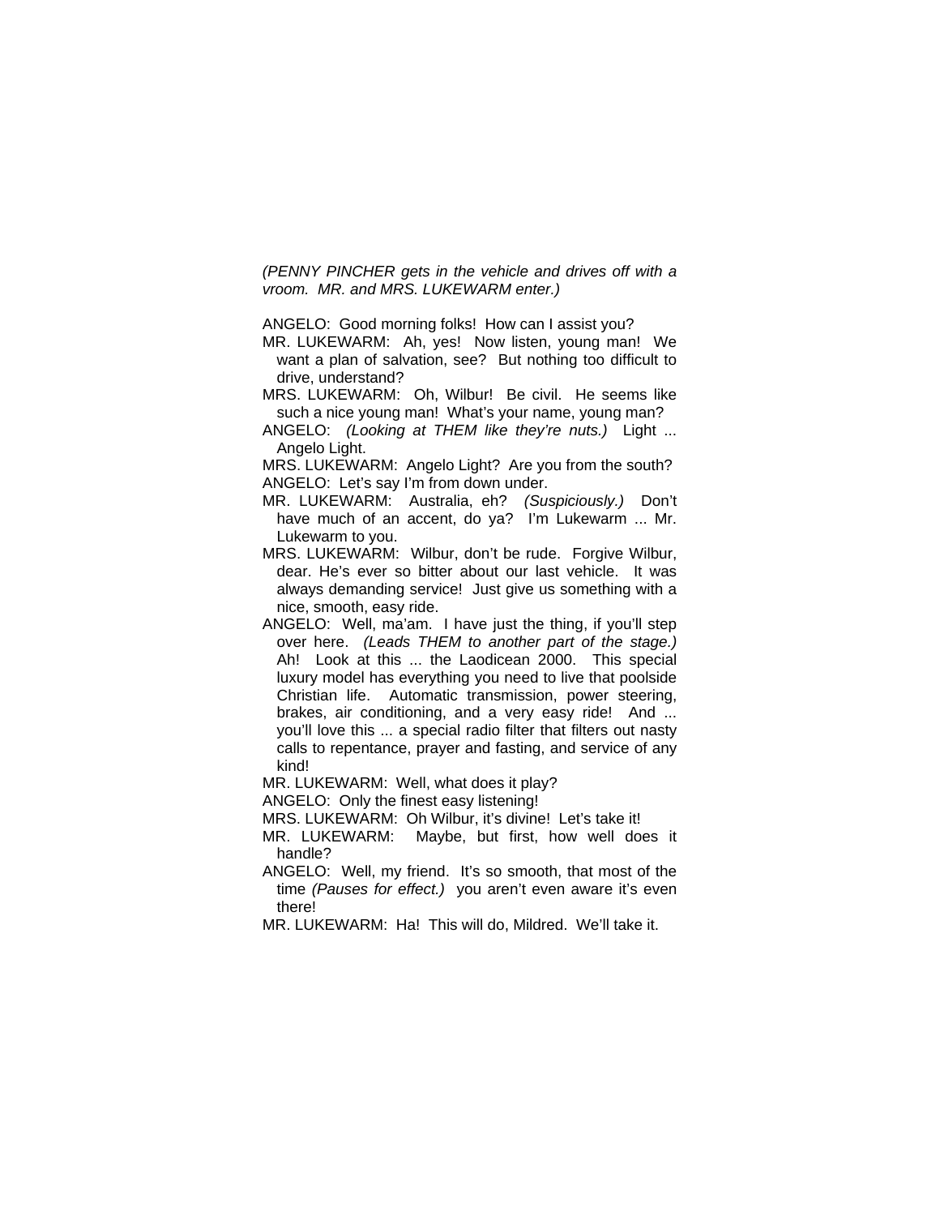*(PENNY PINCHER gets in the vehicle and drives off with a vroom. MR. and MRS. LUKEWARM enter.)*

ANGELO: Good morning folks! How can I assist you?

MR. LUKEWARM: Ah, yes! Now listen, young man! We want a plan of salvation, see? But nothing too difficult to drive, understand?

MRS. LUKEWARM: Oh, Wilbur! Be civil. He seems like such a nice young man! What's your name, young man?

ANGELO: *(Looking at THEM like they're nuts.)* Light ... Angelo Light.

MRS. LUKEWARM: Angelo Light? Are you from the south?

ANGELO: Let's say I'm from down under.

MR. LUKEWARM: Australia, eh? *(Suspiciously.)* Don't have much of an accent, do ya? I'm Lukewarm ... Mr. Lukewarm to you.

MRS. LUKEWARM: Wilbur, don't be rude. Forgive Wilbur, dear. He's ever so bitter about our last vehicle. It was always demanding service! Just give us something with a nice, smooth, easy ride.

ANGELO: Well, ma'am. I have just the thing, if you'll step over here. *(Leads THEM to another part of the stage.)* Ah! Look at this ... the Laodicean 2000. This special luxury model has everything you need to live that poolside Christian life. Automatic transmission, power steering, brakes, air conditioning, and a very easy ride! And ... you'll love this ... a special radio filter that filters out nasty calls to repentance, prayer and fasting, and service of any kind!

MR. LUKEWARM: Well, what does it play?

ANGELO: Only the finest easy listening!

MRS. LUKEWARM: Oh Wilbur, it's divine! Let's take it!

MR. LUKEWARM: Maybe, but first, how well does it handle?

ANGELO: Well, my friend. It's so smooth, that most of the time *(Pauses for effect.)* you aren't even aware it's even there!

MR. LUKEWARM: Ha! This will do, Mildred. We'll take it.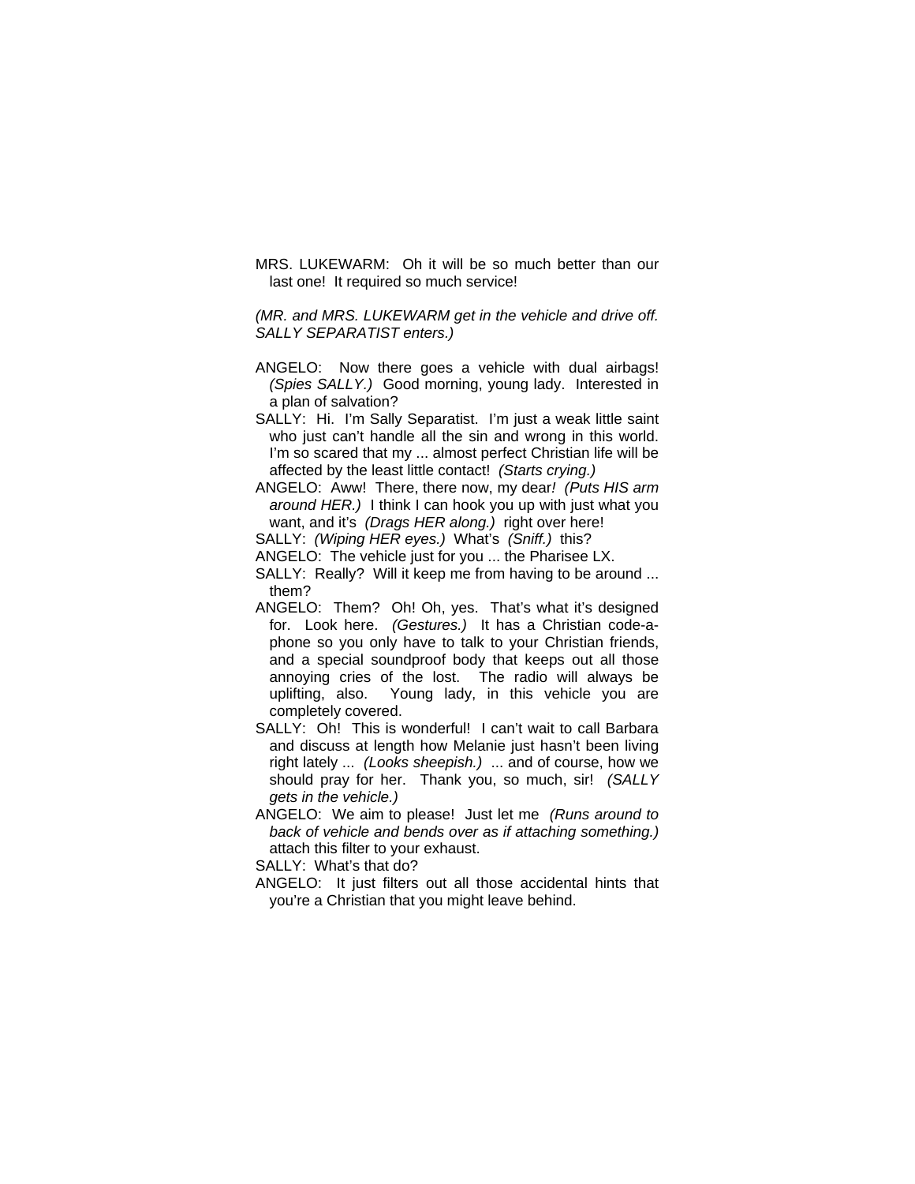MRS. LUKEWARM: Oh it will be so much better than our last one! It required so much service!

*(MR. and MRS. LUKEWARM get in the vehicle and drive off. SALLY SEPARATIST enters.)*

ANGELO: Now there goes a vehicle with dual airbags! *(Spies SALLY.)* Good morning, young lady. Interested in a plan of salvation?

SALLY: Hi. I'm Sally Separatist. I'm just a weak little saint who just can't handle all the sin and wrong in this world. I'm so scared that my ... almost perfect Christian life will be affected by the least little contact! *(Starts crying.)*

ANGELO: Aww! There, there now, my dear! *(Puts HIS arm around HER.)* I think I can hook you up with just what you want, and it's *(Drags HER along.)* right over here!

SALLY: *(Wiping HER eyes.)* What's *(Sniff.)* this?

ANGELO: The vehicle just for you ... the Pharisee LX.

SALLY: Really? Will it keep me from having to be around ... them?

ANGELO: Them? Oh! Oh, yes. That's what it's designed for. Look here. *(Gestures.)* It has a Christian code-a-phone so you only have to talk to your Christian friends, and a special soundproof body that keeps out all those annoying cries of the lost. The radio will always be uplifting, also. Young lady, in this vehicle you are completely covered.

SALLY: Oh! This is wonderful! I can't wait to call Barbara and discuss at length how Melanie just hasn't been living right lately ... *(Looks sheepish.)* ... and of course, how we should pray for her. Thank you, so much, sir! *(SALLY gets in the vehicle.)*

ANGELO: We aim to please! Just let me *(Runs around to back of vehicle and bends over as if attaching something.)* attach this filter to your exhaust.

SALLY: What's that do?

ANGELO: It just filters out all those accidental hints that you're a Christian that you might leave behind.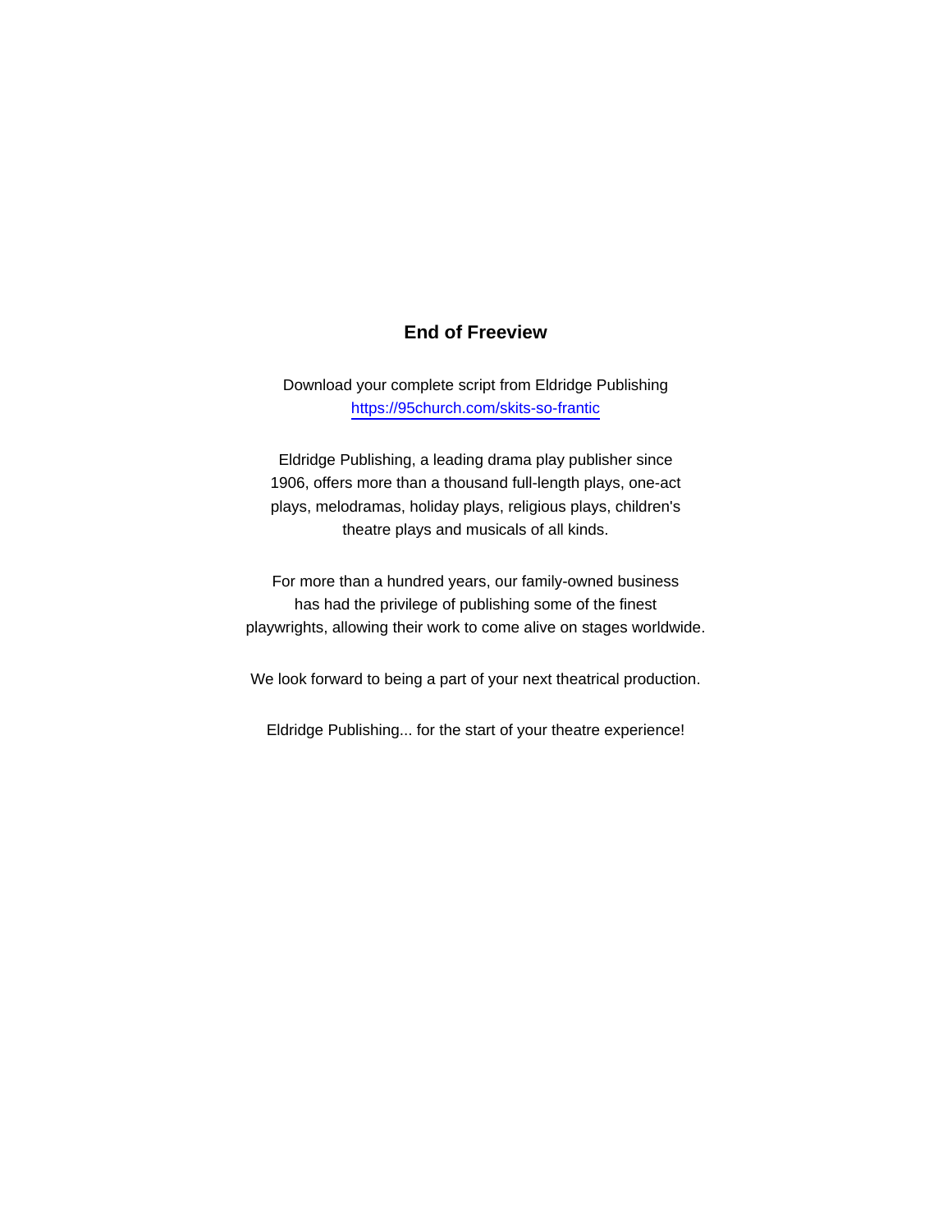## End of Freeview

Download your complete script from Eldridge Publishing
[https://95church.com/skits-so-frantic](https://95church.com/skits-so-frantic)

Eldridge Publishing, a leading drama play publisher since 1906, offers more than a thousand full-length plays, one-act plays, melodramas, holiday plays, religious plays, children's theatre plays and musicals of all kinds.

For more than a hundred years, our family-owned business has had the privilege of publishing some of the finest playwrights, allowing their work to come alive on stages worldwide.

We look forward to being a part of your next theatrical production.

Eldridge Publishing... for the start of your theatre experience!